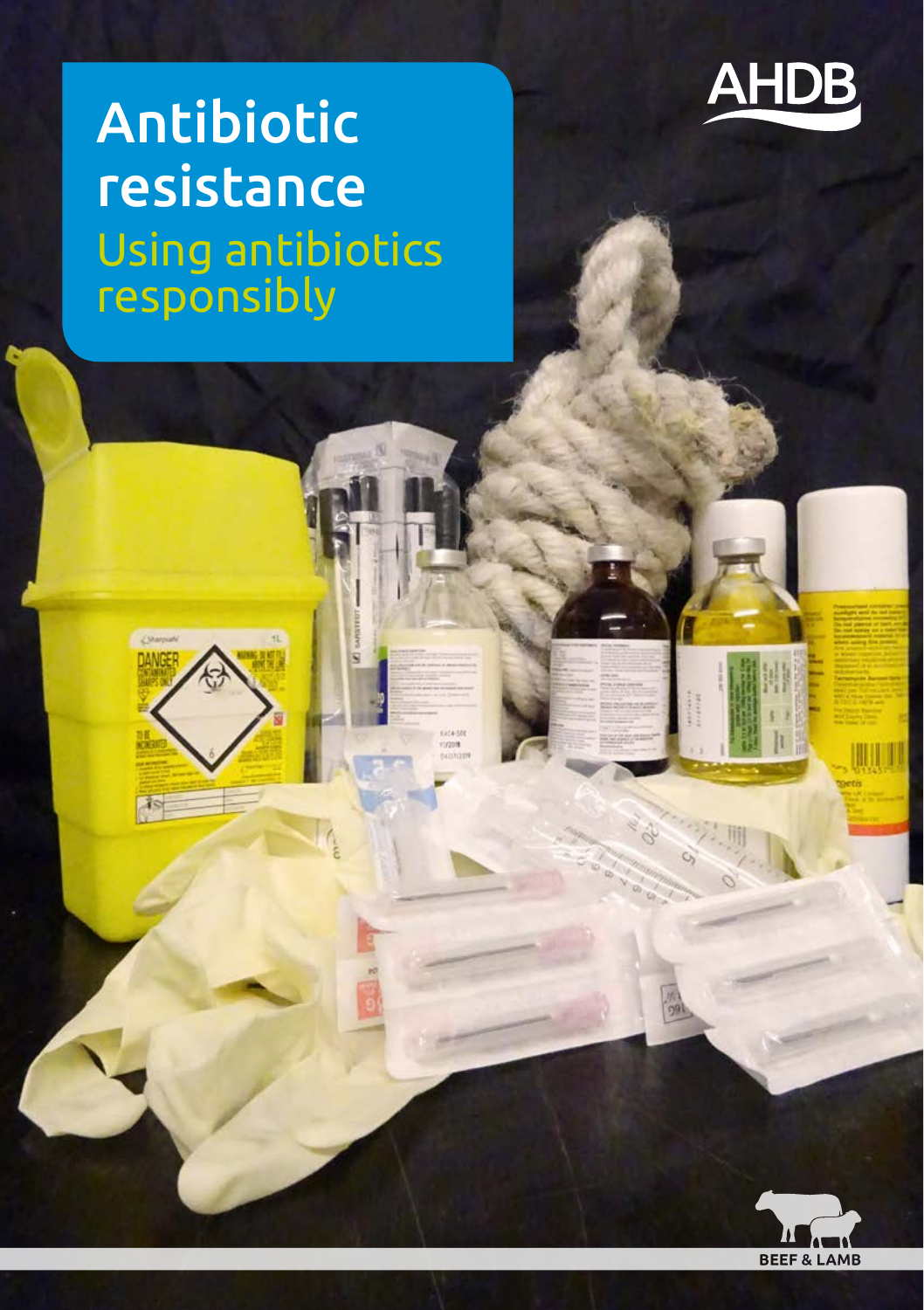# Antibiotic resistance

## Using antibiotics responsibly

AHDB

BEEF & LAMB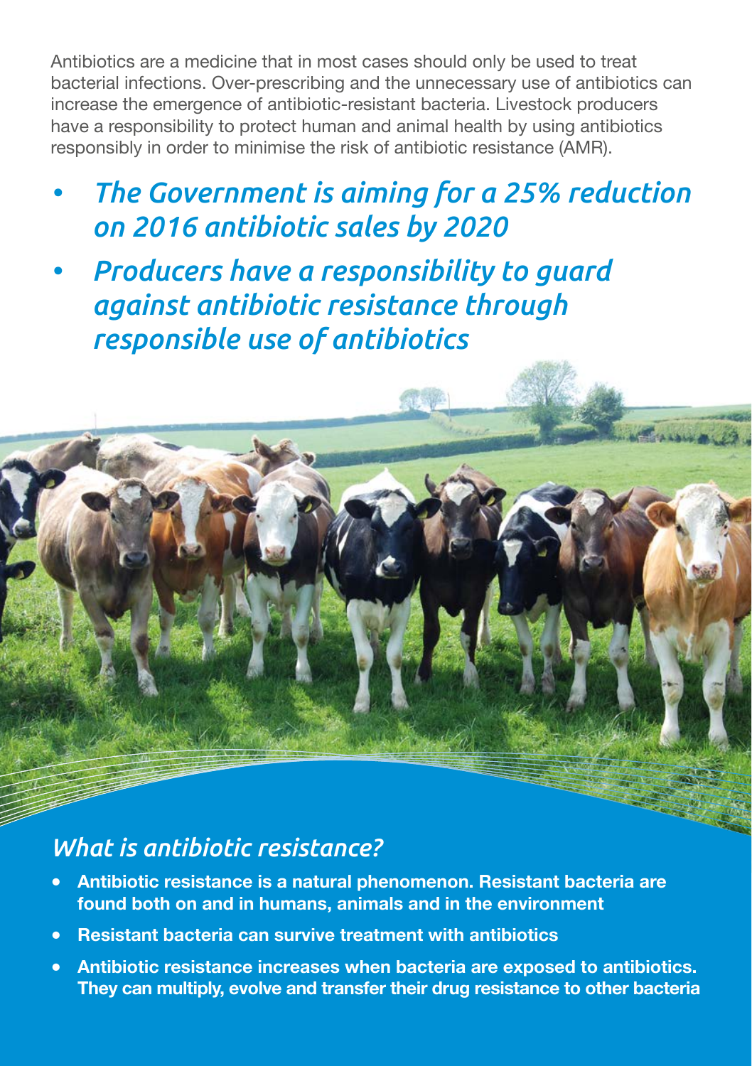Antibiotics are a medicine that in most cases should only be used to treat bacterial infections. Over-prescribing and the unnecessary use of antibiotics can increase the emergence of antibiotic-resistant bacteria. Livestock producers have a responsibility to protect human and animal health by using antibiotics responsibly in order to minimise the risk of antibiotic resistance (AMR).

- *The Government is aiming for a 25% reduction on 2016 antibiotic sales by 2020*
- *Producers have a responsibility to guard against antibiotic resistance through responsible use of antibiotics*

## *What is antibiotic resistance?*

- **Antibiotic resistance is a natural phenomenon. Resistant bacteria are found both on and in humans, animals and in the environment**
- **Resistant bacteria can survive treatment with antibiotics**
- **Antibiotic resistance increases when bacteria are exposed to antibiotics. They can multiply, evolve and transfer their drug resistance to other bacteria**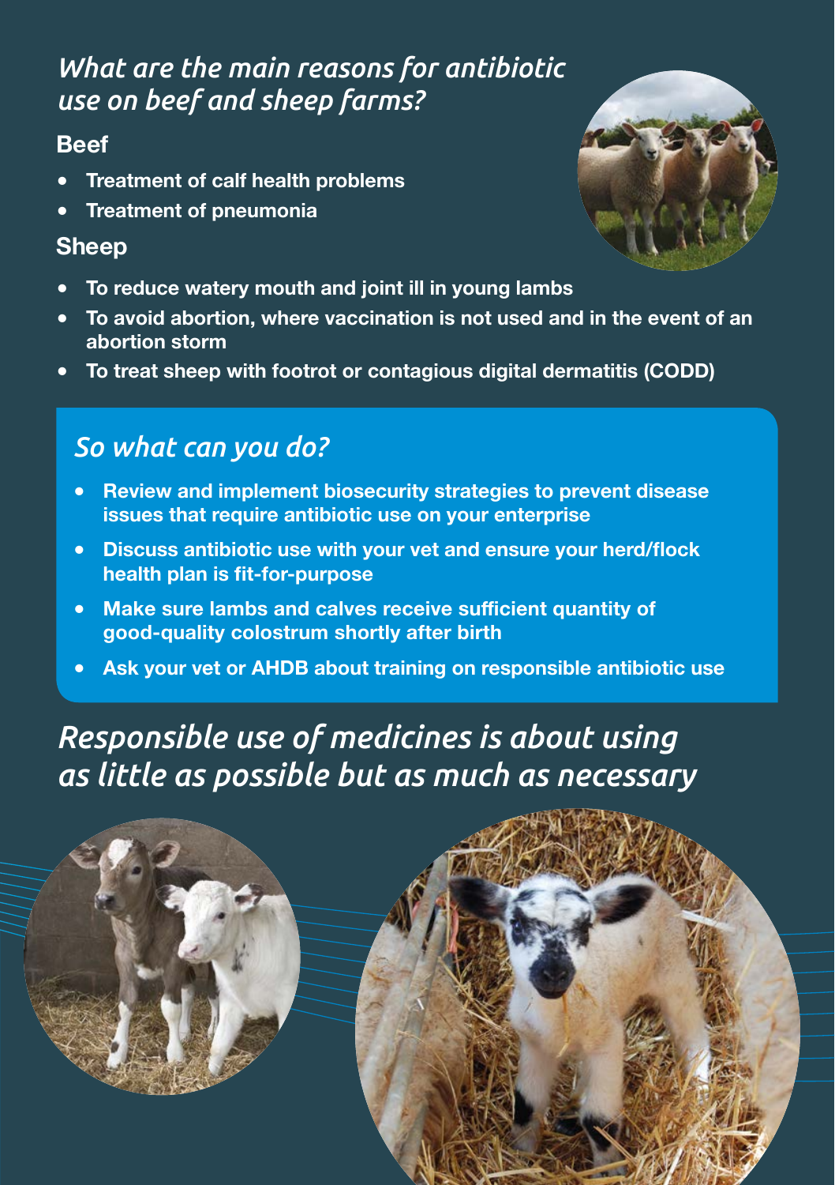## *What are the main reasons for antibiotic use on beef and sheep farms?*

### Beef

- **Treatment of calf health problems**
- **Treatment of pneumonia**

### Sheep

- **To reduce watery mouth and joint ill in young lambs**
- **To avoid abortion, where vaccination is not used and in the event of an abortion storm**
- **To treat sheep with footrot or contagious digital dermatitis (CODD)**

## *So what can you do?*

- **Review and implement biosecurity strategies to prevent disease issues that require antibiotic use on your enterprise**
- **Discuss antibiotic use with your vet and ensure your herd/flock health plan is fit-for-purpose**
- **Make sure lambs and calves receive sufficient quantity of good-quality colostrum shortly after birth**
- **Ask your vet or AHDB about training on responsible antibiotic use**

## *Responsible use of medicines is about using as little as possible but as much as necessary*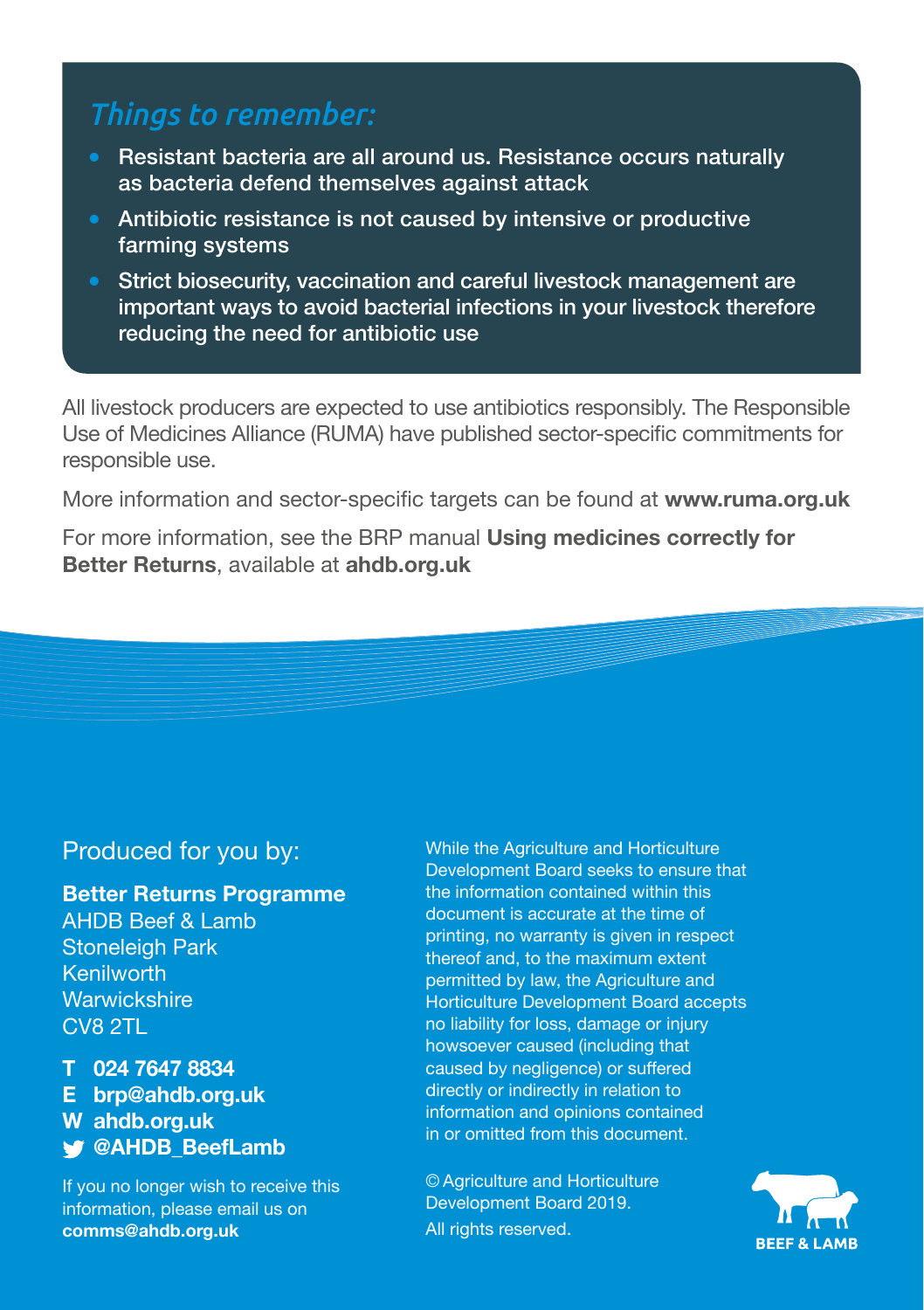## *Things to remember:*

- Resistant bacteria are all around us. Resistance occurs naturally as bacteria defend themselves against attack
- Antibiotic resistance is not caused by intensive or productive farming systems
- Strict biosecurity, vaccination and careful livestock management are important ways to avoid bacterial infections in your livestock therefore reducing the need for antibiotic use

All livestock producers are expected to use antibiotics responsibly. The Responsible Use of Medicines Alliance (RUMA) have published sector-specific commitments for responsible use.

More information and sector-specific targets can be found at **www.ruma.org.uk**

For more information, see the BRP manual **Using medicines correctly for Better Returns**, available at **ahdb.org.uk**

Produced for you by:

**Better Returns Programme**
AHDB Beef & Lamb
Stoneleigh Park
Kenilworth
Warwickshire
CV8 2TL

**T 024 7647 8834**
**E brp@ahdb.org.uk**
**W ahdb.org.uk**
**@AHDB_BeefLamb**

If you no longer wish to receive this information, please email us on **comms@ahdb.org.uk**

While the Agriculture and Horticulture Development Board seeks to ensure that the information contained within this document is accurate at the time of printing, no warranty is given in respect thereof and, to the maximum extent permitted by law, the Agriculture and Horticulture Development Board accepts no liability for loss, damage or injury howsoever caused (including that caused by negligence) or suffered directly or indirectly in relation to information and opinions contained in or omitted from this document.

© Agriculture and Horticulture Development Board 2019.
All rights reserved.

BEEF & LAMB